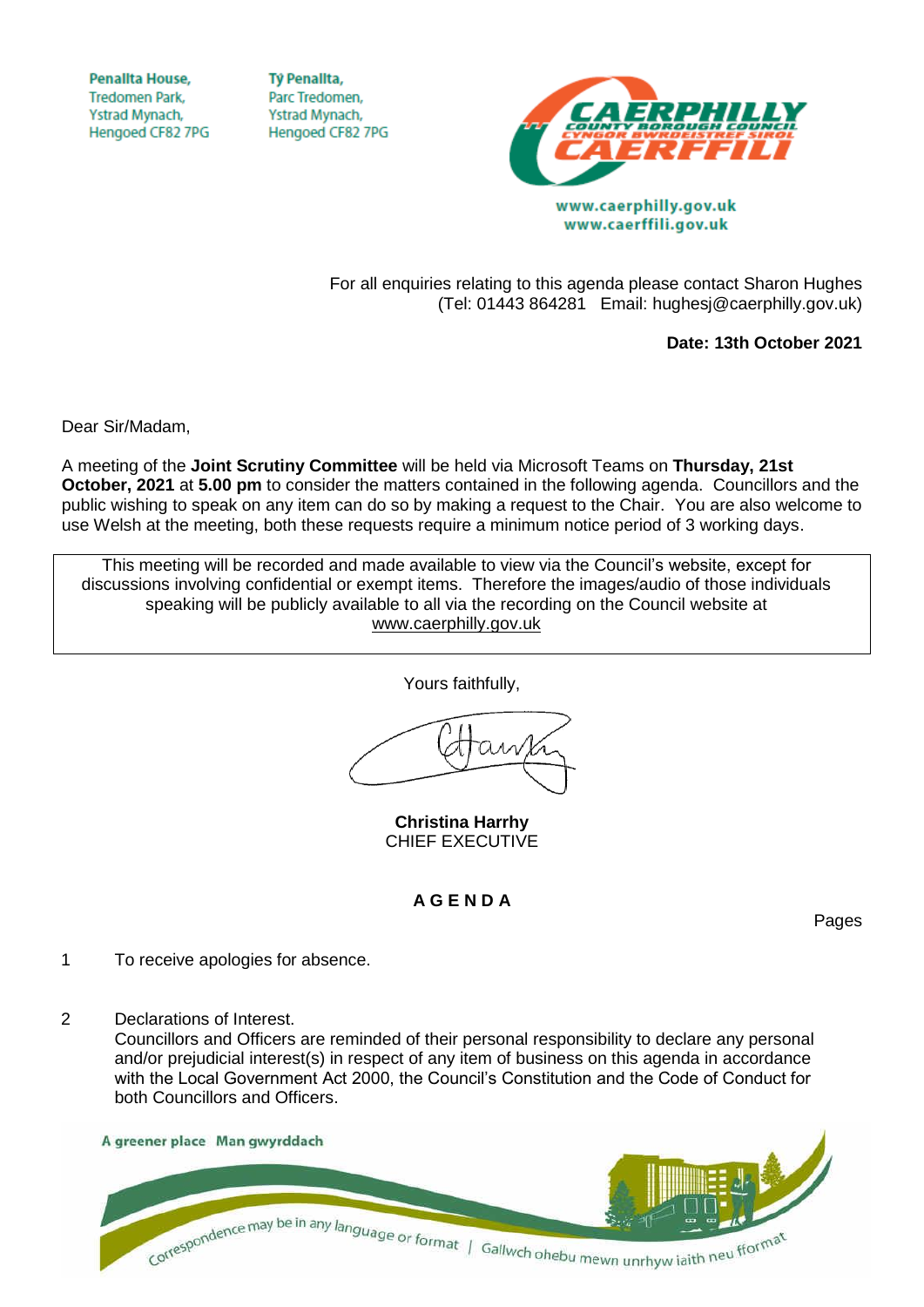Penallta House,
Tredomen Park,
Ystrad Mynach,
Hengoed CF82 7PG

Tŷ Penallta,
Parc Tredomen,
Ystrad Mynach,
Hengoed CF82 7PG

www.caerphilly.gov.uk
www.caerffili.gov.uk

For all enquiries relating to this agenda please contact Sharon Hughes
(Tel: 01443 864281 Email: hughesj@caerphilly.gov.uk)

**Date: 13th October 2021**

Dear Sir/Madam,

A meeting of the **Joint Scrutiny Committee** will be held via Microsoft Teams on **Thursday, 21st October, 2021** at **5.00 pm** to consider the matters contained in the following agenda. Councillors and the public wishing to speak on any item can do so by making a request to the Chair. You are also welcome to use Welsh at the meeting, both these requests require a minimum notice period of 3 working days.

This meeting will be recorded and made available to view via the Council's website, except for discussions involving confidential or exempt items. Therefore the images/audio of those individuals speaking will be publicly available to all via the recording on the Council website at www.caerphilly.gov.uk

Yours faithfully,

**Christina Harrhy**
CHIEF EXECUTIVE

## A G E N D A

Pages

1 To receive apologies for absence.

2 Declarations of Interest.
Councillors and Officers are reminded of their personal responsibility to declare any personal and/or prejudicial interest(s) in respect of any item of business on this agenda in accordance with the Local Government Act 2000, the Council's Constitution and the Code of Conduct for both Councillors and Officers.

A greener place Man gwyrddach

Correspondence may be in any language or format | Gallwch ohebu mewn unrhyw iaith neu fformat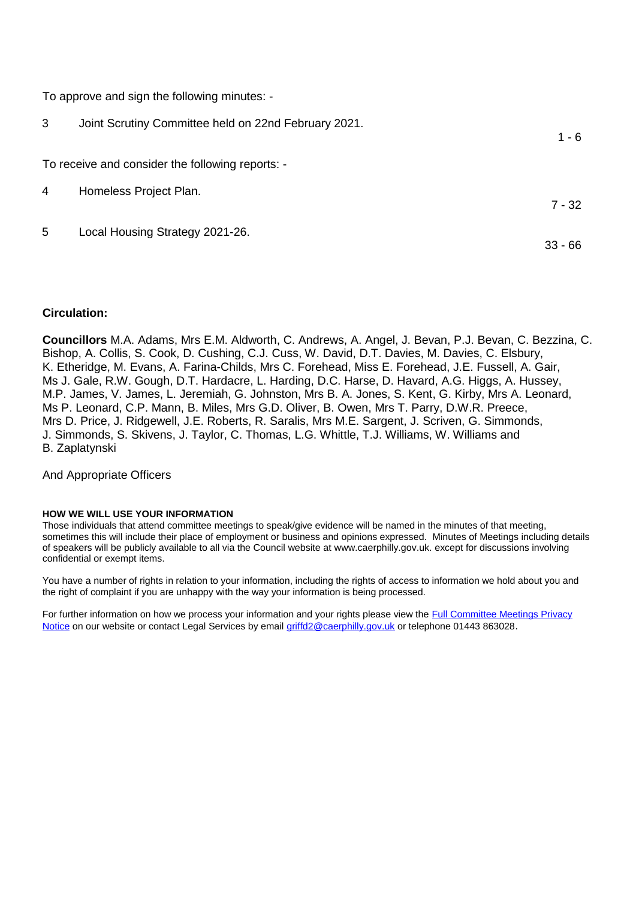To approve and sign the following minutes: -

| | | |
|---|---|---|
| 3 | Joint Scrutiny Committee held on 22nd February 2021. | 1 - 6 |

To receive and consider the following reports: -

| | | |
|---|---|---|
| 4 | Homeless Project Plan. | 7 - 32 |
| 5 | Local Housing Strategy 2021-26. | 33 - 66 |

**Circulation:**

**Councillors** M.A. Adams, Mrs E.M. Aldworth, C. Andrews, A. Angel, J. Bevan, P.J. Bevan, C. Bezzina, C. Bishop, A. Collis, S. Cook, D. Cushing, C.J. Cuss, W. David, D.T. Davies, M. Davies, C. Elsbury, K. Etheridge, M. Evans, A. Farina-Childs, Mrs C. Forehead, Miss E. Forehead, J.E. Fussell, A. Gair, Ms J. Gale, R.W. Gough, D.T. Hardacre, L. Harding, D.C. Harse, D. Havard, A.G. Higgs, A. Hussey, M.P. James, V. James, L. Jeremiah, G. Johnston, Mrs B. A. Jones, S. Kent, G. Kirby, Mrs A. Leonard, Ms P. Leonard, C.P. Mann, B. Miles, Mrs G.D. Oliver, B. Owen, Mrs T. Parry, D.W.R. Preece, Mrs D. Price, J. Ridgewell, J.E. Roberts, R. Saralis, Mrs M.E. Sargent, J. Scriven, G. Simmonds, J. Simmonds, S. Skivens, J. Taylor, C. Thomas, L.G. Whittle, T.J. Williams, W. Williams and B. Zaplatynski

And Appropriate Officers

**HOW WE WILL USE YOUR INFORMATION**

Those individuals that attend committee meetings to speak/give evidence will be named in the minutes of that meeting, sometimes this will include their place of employment or business and opinions expressed. Minutes of Meetings including details of speakers will be publicly available to all via the Council website at www.caerphilly.gov.uk. except for discussions involving confidential or exempt items.

You have a number of rights in relation to your information, including the rights of access to information we hold about you and the right of complaint if you are unhappy with the way your information is being processed.

For further information on how we process your information and your rights please view the Full Committee Meetings Privacy Notice on our website or contact Legal Services by email griffd2@caerphilly.gov.uk or telephone 01443 863028.